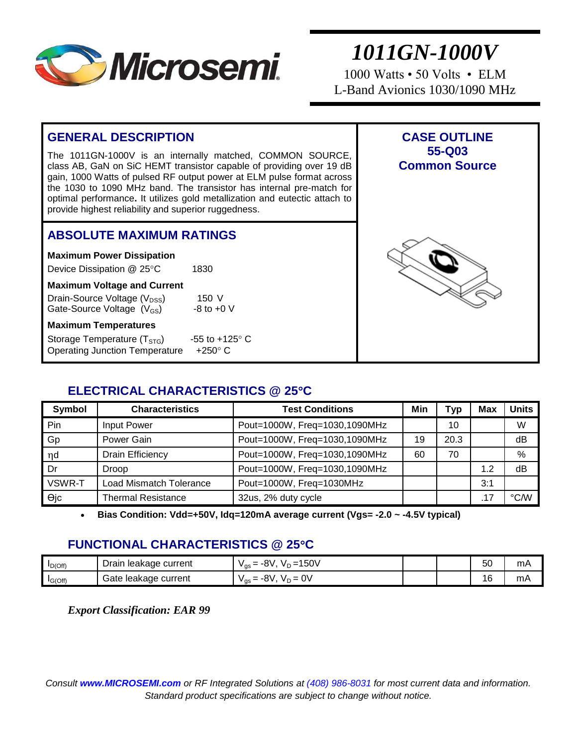# 1011GN-1000V

1000 Watts • 50 Volts • ELM
L-Band Avionics 1030/1090 MHz

## GENERAL DESCRIPTION

The 1011GN-1000V is an internally matched, COMMON SOURCE, class AB, GaN on SiC HEMT transistor capable of providing over 19 dB gain, 1000 Watts of pulsed RF output power at ELM pulse format across the 1030 to 1090 MHz band. The transistor has internal pre-match for optimal performance**.** It utilizes gold metallization and eutectic attach to provide highest reliability and superior ruggedness.

## CASE OUTLINE
**55-Q03**
**Common Source**

## ABSOLUTE MAXIMUM RATINGS

**Maximum Power Dissipation**

Device Dissipation @ 25°C 1830

**Maximum Voltage and Current**

Drain-Source Voltage ($V_{DSS}$) 150 V
Gate-Source Voltage ($V_{GS}$) -8 to +0 V

**Maximum Temperatures**

Storage Temperature ($T_{STG}$) -55 to +125° C
Operating Junction Temperature +250° C

## ELECTRICAL CHARACTERISTICS @ 25°C

| Symbol | Characteristics | Test Conditions | Min | Typ | Max | Units |
|---|---|---|---|---|---|---|
| Pin | Input Power | Pout=1000W, Freq=1030,1090MHz | | 10 | | W |
| Gp | Power Gain | Pout=1000W, Freq=1030,1090MHz | 19 | 20.3 | | dB |
| ηd | Drain Efficiency | Pout=1000W, Freq=1030,1090MHz | 60 | 70 | | % |
| Dr | Droop | Pout=1000W, Freq=1030,1090MHz | | | 1.2 | dB |
| VSWR-T | Load Mismatch Tolerance | Pout=1000W, Freq=1030MHz | | | 3:1 | |
| θjc | Thermal Resistance | 32us, 2% duty cycle | | | .17 | °C/W |

- **Bias Condition: Vdd=+50V, Idq=120mA average current (Vgs= -2.0 ~ -4.5V typical)**

## FUNCTIONAL CHARACTERISTICS @ 25°C

| $I_{D(Off)}$ | Drain leakage current | $V_{gs}$ = -8V, $V_D$ =150V | | | 50 | mA |
|---|---|---|---|---|---|---|
| $I_{G(Off)}$ | Gate leakage current | $V_{gs}$ = -8V, $V_D$ = 0V | | | 16 | mA |

***Export Classification: EAR 99***

*Consult **www.MICROSEMI.com** or RF Integrated Solutions at (408) 986-8031 for most current data and information. Standard product specifications are subject to change without notice.*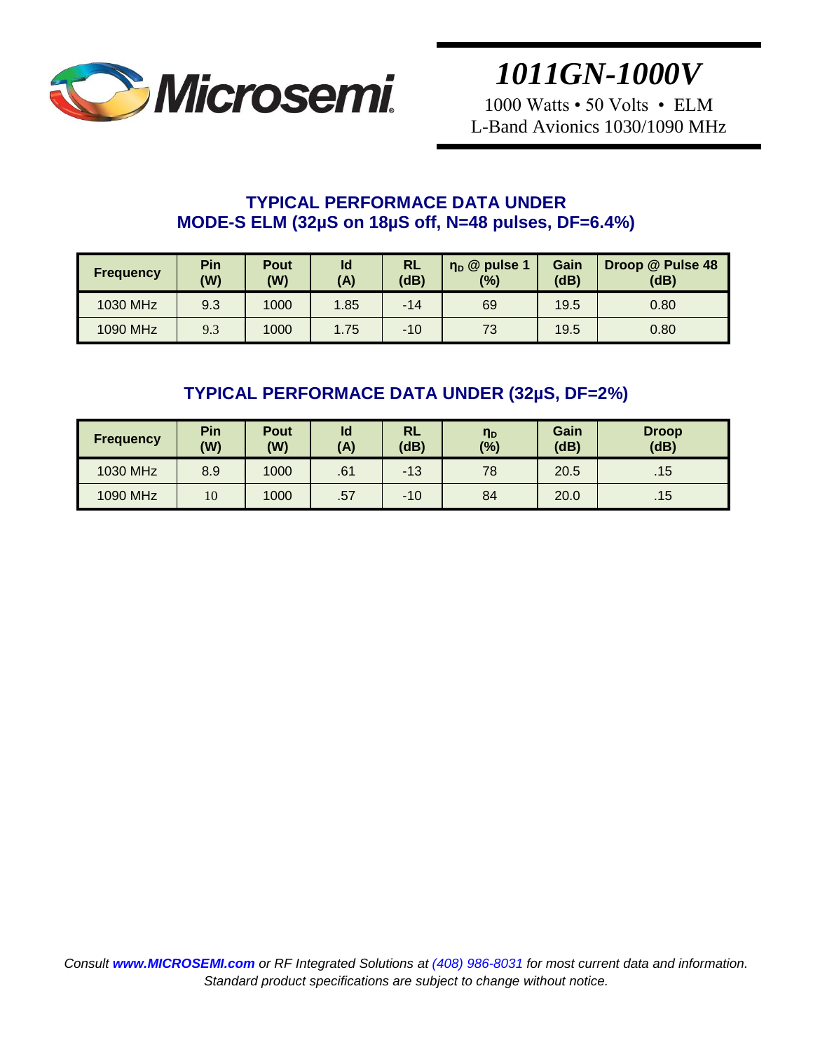# 1011GN-1000V

1000 Watts • 50 Volts • ELM
L-Band Avionics 1030/1090 MHz

## TYPICAL PERFORMACE DATA UNDER MODE-S ELM (32μS on 18μS off, N=48 pulses, DF=6.4%)

| Frequency | Pin (W) | Pout (W) | Id (A) | RL (dB) | $\eta_D$ @ pulse 1 (%) | Gain (dB) | Droop @ Pulse 48 (dB) |
|---|---|---|---|---|---|---|---|
| 1030 MHz | 9.3 | 1000 | 1.85 | -14 | 69 | 19.5 | 0.80 |
| 1090 MHz | 9.3 | 1000 | 1.75 | -10 | 73 | 19.5 | 0.80 |

## TYPICAL PERFORMACE DATA UNDER (32μS, DF=2%)

| Frequency | Pin (W) | Pout (W) | Id (A) | RL (dB) | $\eta_D$ (%) | Gain (dB) | Droop (dB) |
|---|---|---|---|---|---|---|---|
| 1030 MHz | 8.9 | 1000 | .61 | -13 | 78 | 20.5 | .15 |
| 1090 MHz | 10 | 1000 | .57 | -10 | 84 | 20.0 | .15 |

*Consult **www.MICROSEMI.com** or RF Integrated Solutions at (408) 986-8031 for most current data and information. Standard product specifications are subject to change without notice.*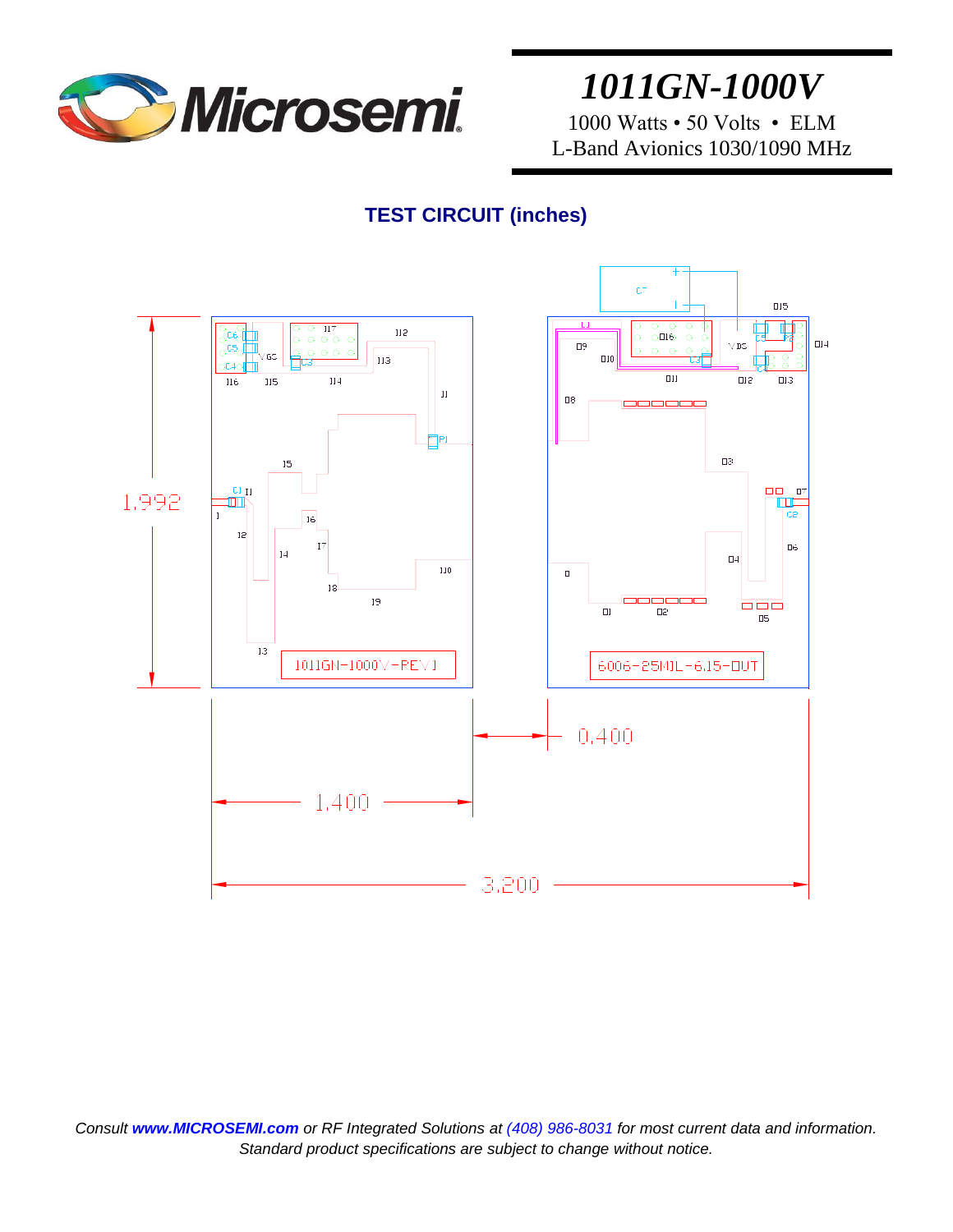# 1011GN-1000V

1000 Watts • 50 Volts • ELM
L-Band Avionics 1030/1090 MHz

## TEST CIRCUIT (inches)

*Consult **www.MICROSEMI.com** or RF Integrated Solutions at (408) 986-8031 for most current data and information. Standard product specifications are subject to change without notice.*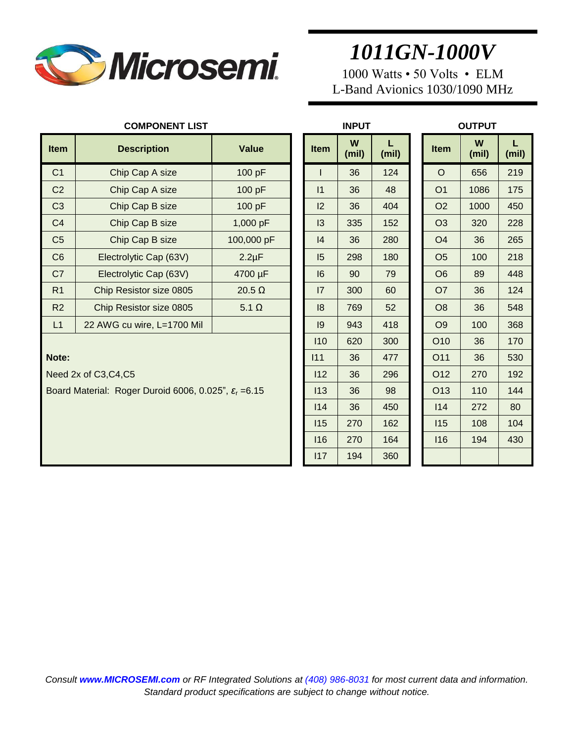# 1011GN-1000V

1000 Watts • 50 Volts • ELM
L-Band Avionics 1030/1090 MHz

**COMPONENT LIST**

| Item | Description | Value |
|---|---|---|
| C1 | Chip Cap A size | 100 pF |
| C2 | Chip Cap A size | 100 pF |
| C3 | Chip Cap B size | 100 pF |
| C4 | Chip Cap B size | 1,000 pF |
| C5 | Chip Cap B size | 100,000 pF |
| C6 | Electrolytic Cap (63V) | 2.2µF |
| C7 | Electrolytic Cap (63V) | 4700 µF |
| R1 | Chip Resistor size 0805 | 20.5 Ω |
| R2 | Chip Resistor size 0805 | 5.1 Ω |
| L1 | 22 AWG cu wire, L=1700 Mil | |

**Note:**

Need 2x of C3,C4,C5

Board Material: Roger Duroid 6006, 0.025", $\varepsilon_r$ =6.15

**INPUT**

| Item | W (mil) | L (mil) |
|---|---|---|
| I | 36 | 124 |
| I1 | 36 | 48 |
| I2 | 36 | 404 |
| I3 | 335 | 152 |
| I4 | 36 | 280 |
| I5 | 298 | 180 |
| I6 | 90 | 79 |
| I7 | 300 | 60 |
| I8 | 769 | 52 |
| I9 | 943 | 418 |
| I10 | 620 | 300 |
| I11 | 36 | 477 |
| I12 | 36 | 296 |
| I13 | 36 | 98 |
| I14 | 36 | 450 |
| I15 | 270 | 162 |
| I16 | 270 | 164 |
| I17 | 194 | 360 |

**OUTPUT**

| Item | W (mil) | L (mil) |
|---|---|---|
| O | 656 | 219 |
| O1 | 1086 | 175 |
| O2 | 1000 | 450 |
| O3 | 320 | 228 |
| O4 | 36 | 265 |
| O5 | 100 | 218 |
| O6 | 89 | 448 |
| O7 | 36 | 124 |
| O8 | 36 | 548 |
| O9 | 100 | 368 |
| O10 | 36 | 170 |
| O11 | 36 | 530 |
| O12 | 270 | 192 |
| O13 | 110 | 144 |
| I14 | 272 | 80 |
| I15 | 108 | 104 |
| I16 | 194 | 430 |

*Consult **www.MICROSEMI.com** or RF Integrated Solutions at (408) 986-8031 for most current data and information. Standard product specifications are subject to change without notice.*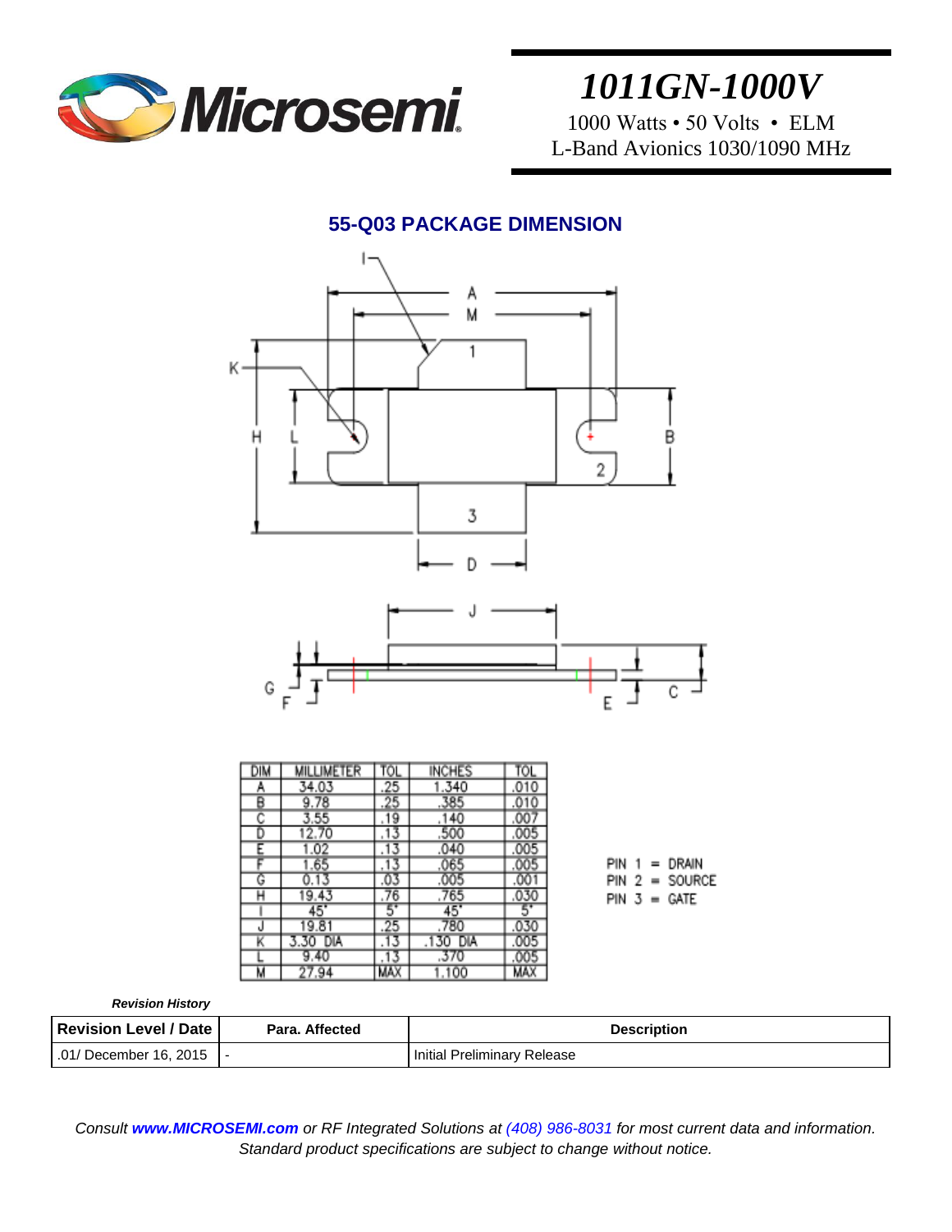# 1011GN-1000V

1000 Watts • 50 Volts • ELM
L-Band Avionics 1030/1090 MHz

## 55-Q03 PACKAGE DIMENSION

| DIM | MILLIMETER | TOL | INCHES | TOL |
|---|---|---|---|---|
| A | 34.03 | .25 | 1.340 | .010 |
| B | 9.78 | .25 | .385 | .010 |
| C | 3.55 | .19 | .140 | .007 |
| D | 12.70 | .13 | .500 | .005 |
| E | 1.02 | .13 | .040 | .005 |
| F | 1.65 | .13 | .065 | .005 |
| G | 0.13 | .03 | .005 | .001 |
| H | 19.43 | .76 | .765 | .030 |
| I | 45° | 5° | 45° | 5° |
| J | 19.81 | .25 | .780 | .030 |
| K | 3.30 DIA | .13 | .130 DIA | .005 |
| L | 9.40 | .13 | .370 | .005 |
| M | 27.94 | MAX | 1.100 | MAX |

PIN 1 = DRAIN
PIN 2 = SOURCE
PIN 3 = GATE

***Revision History***

| Revision Level / Date | Para. Affected | Description |
|---|---|---|
| .01/ December 16, 2015 | - | Initial Preliminary Release |

*Consult **www.MICROSEMI.com** or RF Integrated Solutions at (408) 986-8031 for most current data and information. Standard product specifications are subject to change without notice.*